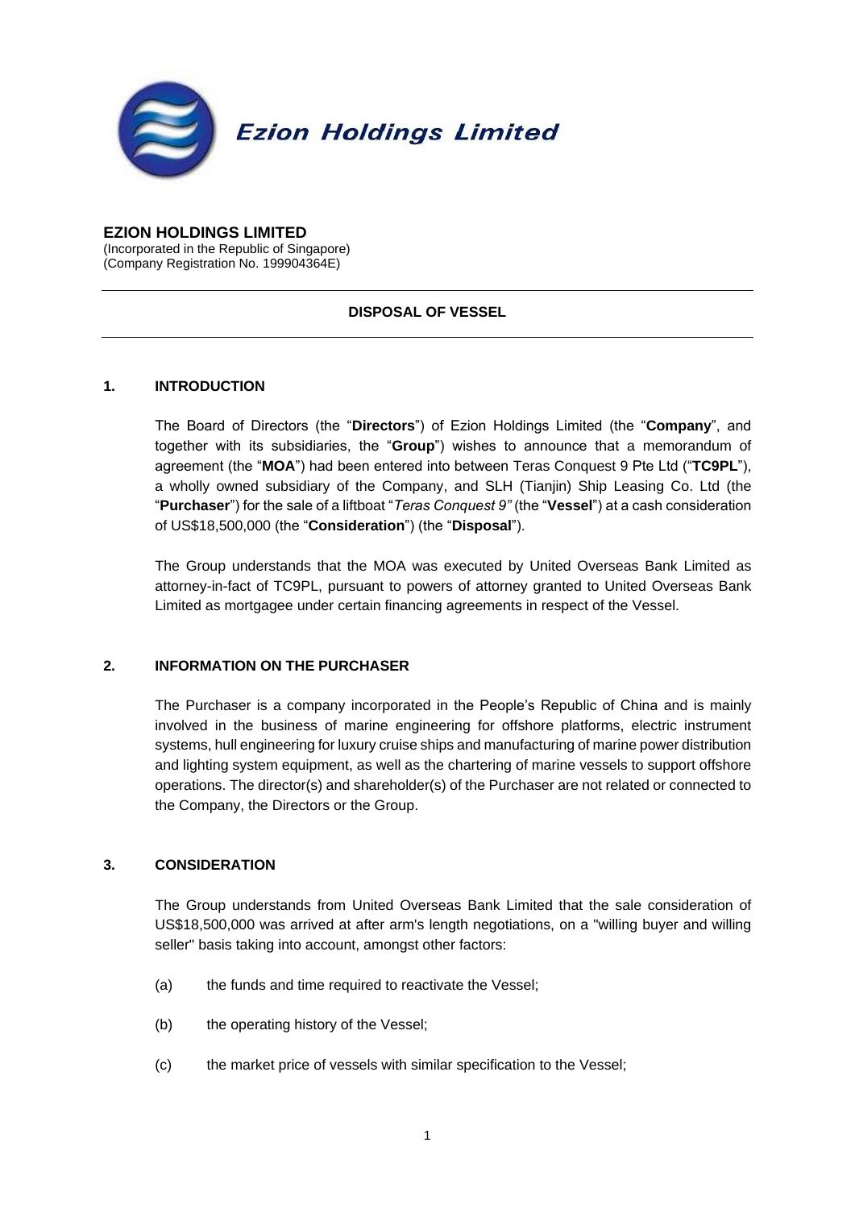**Ezion Holdings Limited**

**EZION HOLDINGS LIMITED**
(Incorporated in the Republic of Singapore)
(Company Registration No. 199904364E)

---

**DISPOSAL OF VESSEL**

---

## 1. INTRODUCTION

The Board of Directors (the "**Directors**") of Ezion Holdings Limited (the "**Company**", and together with its subsidiaries, the "**Group**") wishes to announce that a memorandum of agreement (the "**MOA**") had been entered into between Teras Conquest 9 Pte Ltd ("**TC9PL**"), a wholly owned subsidiary of the Company, and SLH (Tianjin) Ship Leasing Co. Ltd (the "**Purchaser**") for the sale of a liftboat "*Teras Conquest 9"* (the "**Vessel**") at a cash consideration of US$18,500,000 (the "**Consideration**") (the "**Disposal**").

The Group understands that the MOA was executed by United Overseas Bank Limited as attorney-in-fact of TC9PL, pursuant to powers of attorney granted to United Overseas Bank Limited as mortgagee under certain financing agreements in respect of the Vessel.

## 2. INFORMATION ON THE PURCHASER

The Purchaser is a company incorporated in the People's Republic of China and is mainly involved in the business of marine engineering for offshore platforms, electric instrument systems, hull engineering for luxury cruise ships and manufacturing of marine power distribution and lighting system equipment, as well as the chartering of marine vessels to support offshore operations. The director(s) and shareholder(s) of the Purchaser are not related or connected to the Company, the Directors or the Group.

## 3. CONSIDERATION

The Group understands from United Overseas Bank Limited that the sale consideration of US$18,500,000 was arrived at after arm's length negotiations, on a "willing buyer and willing seller" basis taking into account, amongst other factors:

(a) the funds and time required to reactivate the Vessel;

(b) the operating history of the Vessel;

(c) the market price of vessels with similar specification to the Vessel;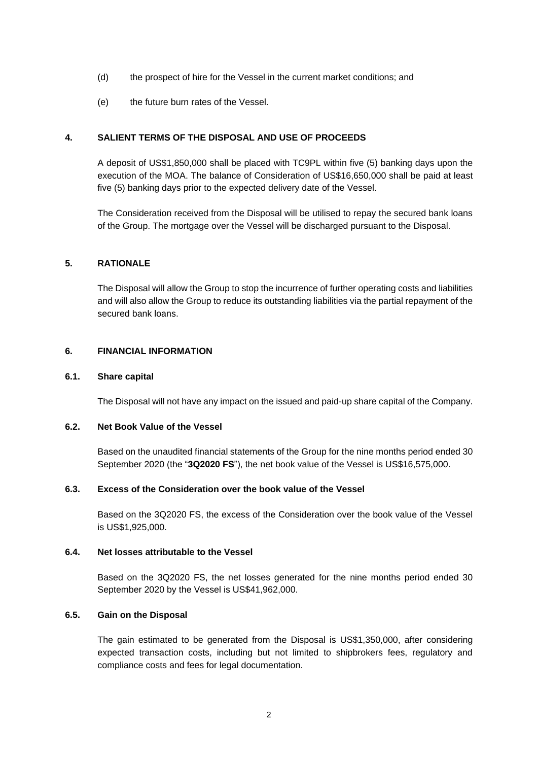(d) the prospect of hire for the Vessel in the current market conditions; and

(e) the future burn rates of the Vessel.

## 4. SALIENT TERMS OF THE DISPOSAL AND USE OF PROCEEDS

A deposit of US$1,850,000 shall be placed with TC9PL within five (5) banking days upon the execution of the MOA. The balance of Consideration of US$16,650,000 shall be paid at least five (5) banking days prior to the expected delivery date of the Vessel.

The Consideration received from the Disposal will be utilised to repay the secured bank loans of the Group. The mortgage over the Vessel will be discharged pursuant to the Disposal.

## 5. RATIONALE

The Disposal will allow the Group to stop the incurrence of further operating costs and liabilities and will also allow the Group to reduce its outstanding liabilities via the partial repayment of the secured bank loans.

## 6. FINANCIAL INFORMATION

### 6.1. Share capital

The Disposal will not have any impact on the issued and paid-up share capital of the Company.

### 6.2. Net Book Value of the Vessel

Based on the unaudited financial statements of the Group for the nine months period ended 30 September 2020 (the "**3Q2020 FS**"), the net book value of the Vessel is US$16,575,000.

### 6.3. Excess of the Consideration over the book value of the Vessel

Based on the 3Q2020 FS, the excess of the Consideration over the book value of the Vessel is US$1,925,000.

### 6.4. Net losses attributable to the Vessel

Based on the 3Q2020 FS, the net losses generated for the nine months period ended 30 September 2020 by the Vessel is US$41,962,000.

### 6.5. Gain on the Disposal

The gain estimated to be generated from the Disposal is US$1,350,000, after considering expected transaction costs, including but not limited to shipbrokers fees, regulatory and compliance costs and fees for legal documentation.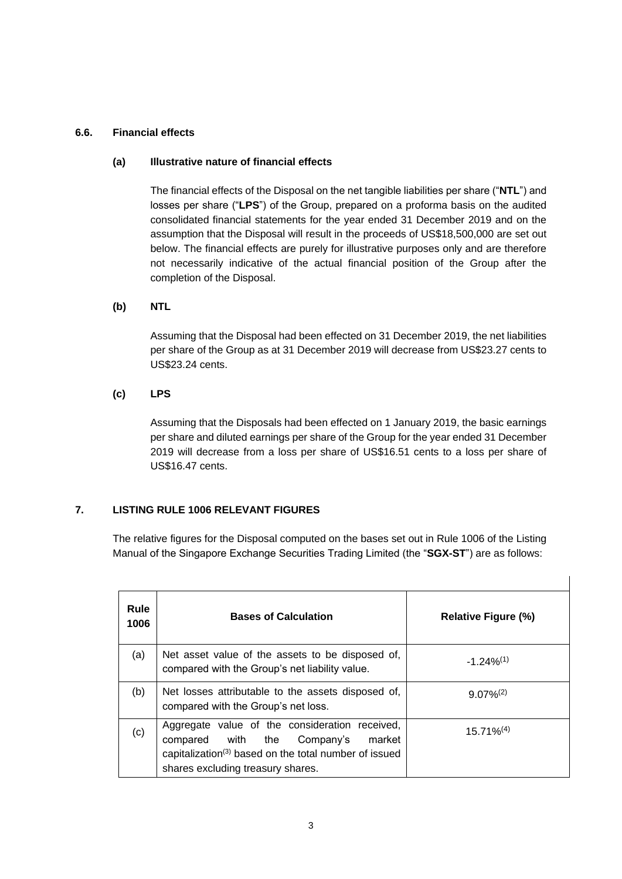### 6.6. Financial effects

#### (a) Illustrative nature of financial effects

The financial effects of the Disposal on the net tangible liabilities per share ("**NTL**") and losses per share ("**LPS**") of the Group, prepared on a proforma basis on the audited consolidated financial statements for the year ended 31 December 2019 and on the assumption that the Disposal will result in the proceeds of US$18,500,000 are set out below. The financial effects are purely for illustrative purposes only and are therefore not necessarily indicative of the actual financial position of the Group after the completion of the Disposal.

#### (b) NTL

Assuming that the Disposal had been effected on 31 December 2019, the net liabilities per share of the Group as at 31 December 2019 will decrease from US$23.27 cents to US$23.24 cents.

#### (c) LPS

Assuming that the Disposals had been effected on 1 January 2019, the basic earnings per share and diluted earnings per share of the Group for the year ended 31 December 2019 will decrease from a loss per share of US$16.51 cents to a loss per share of US$16.47 cents.

## 7. LISTING RULE 1006 RELEVANT FIGURES

The relative figures for the Disposal computed on the bases set out in Rule 1006 of the Listing Manual of the Singapore Exchange Securities Trading Limited (the "**SGX-ST**") are as follows:

| Rule 1006 | Bases of Calculation | Relative Figure (%) |
|---|---|---|
| (a) | Net asset value of the assets to be disposed of, compared with the Group's net liability value. | -1.24%(1) |
| (b) | Net losses attributable to the assets disposed of, compared with the Group's net loss. | 9.07%(2) |
| (c) | Aggregate value of the consideration received, compared with the Company's market capitalization(3) based on the total number of issued shares excluding treasury shares. | 15.71%(4) |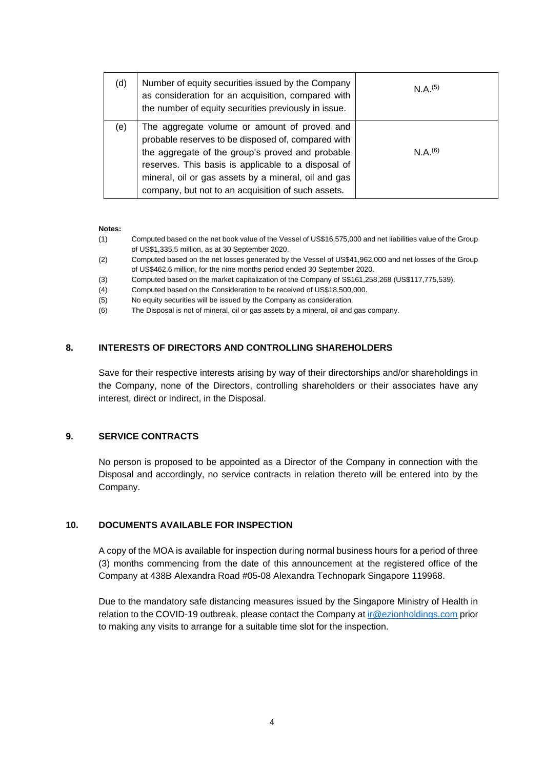| | | |
|---|---|---|
| (d) | Number of equity securities issued by the Company as consideration for an acquisition, compared with the number of equity securities previously in issue. | N.A.[(5)] |
| (e) | The aggregate volume or amount of proved and probable reserves to be disposed of, compared with the aggregate of the group's proved and probable reserves. This basis is applicable to a disposal of mineral, oil or gas assets by a mineral, oil and gas company, but not to an acquisition of such assets. | N.A.[(6)] |

**Notes:**

(1) Computed based on the net book value of the Vessel of US$16,575,000 and net liabilities value of the Group of US$1,335.5 million, as at 30 September 2020.

(2) Computed based on the net losses generated by the Vessel of US$41,962,000 and net losses of the Group of US$462.6 million, for the nine months period ended 30 September 2020.

(3) Computed based on the market capitalization of the Company of S$161,258,268 (US$117,775,539).

(4) Computed based on the Consideration to be received of US$18,500,000.

(5) No equity securities will be issued by the Company as consideration.

(6) The Disposal is not of mineral, oil or gas assets by a mineral, oil and gas company.

## 8. INTERESTS OF DIRECTORS AND CONTROLLING SHAREHOLDERS

Save for their respective interests arising by way of their directorships and/or shareholdings in the Company, none of the Directors, controlling shareholders or their associates have any interest, direct or indirect, in the Disposal.

## 9. SERVICE CONTRACTS

No person is proposed to be appointed as a Director of the Company in connection with the Disposal and accordingly, no service contracts in relation thereto will be entered into by the Company.

## 10. DOCUMENTS AVAILABLE FOR INSPECTION

A copy of the MOA is available for inspection during normal business hours for a period of three (3) months commencing from the date of this announcement at the registered office of the Company at 438B Alexandra Road #05-08 Alexandra Technopark Singapore 119968.

Due to the mandatory safe distancing measures issued by the Singapore Ministry of Health in relation to the COVID-19 outbreak, please contact the Company at ir@ezionholdings.com prior to making any visits to arrange for a suitable time slot for the inspection.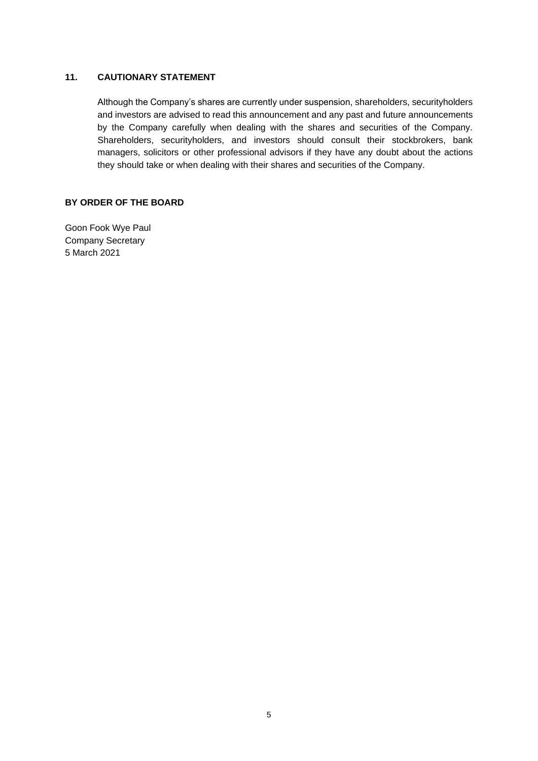## 11. CAUTIONARY STATEMENT

Although the Company's shares are currently under suspension, shareholders, securityholders and investors are advised to read this announcement and any past and future announcements by the Company carefully when dealing with the shares and securities of the Company. Shareholders, securityholders, and investors should consult their stockbrokers, bank managers, solicitors or other professional advisors if they have any doubt about the actions they should take or when dealing with their shares and securities of the Company.

**BY ORDER OF THE BOARD**

Goon Fook Wye Paul
Company Secretary
5 March 2021